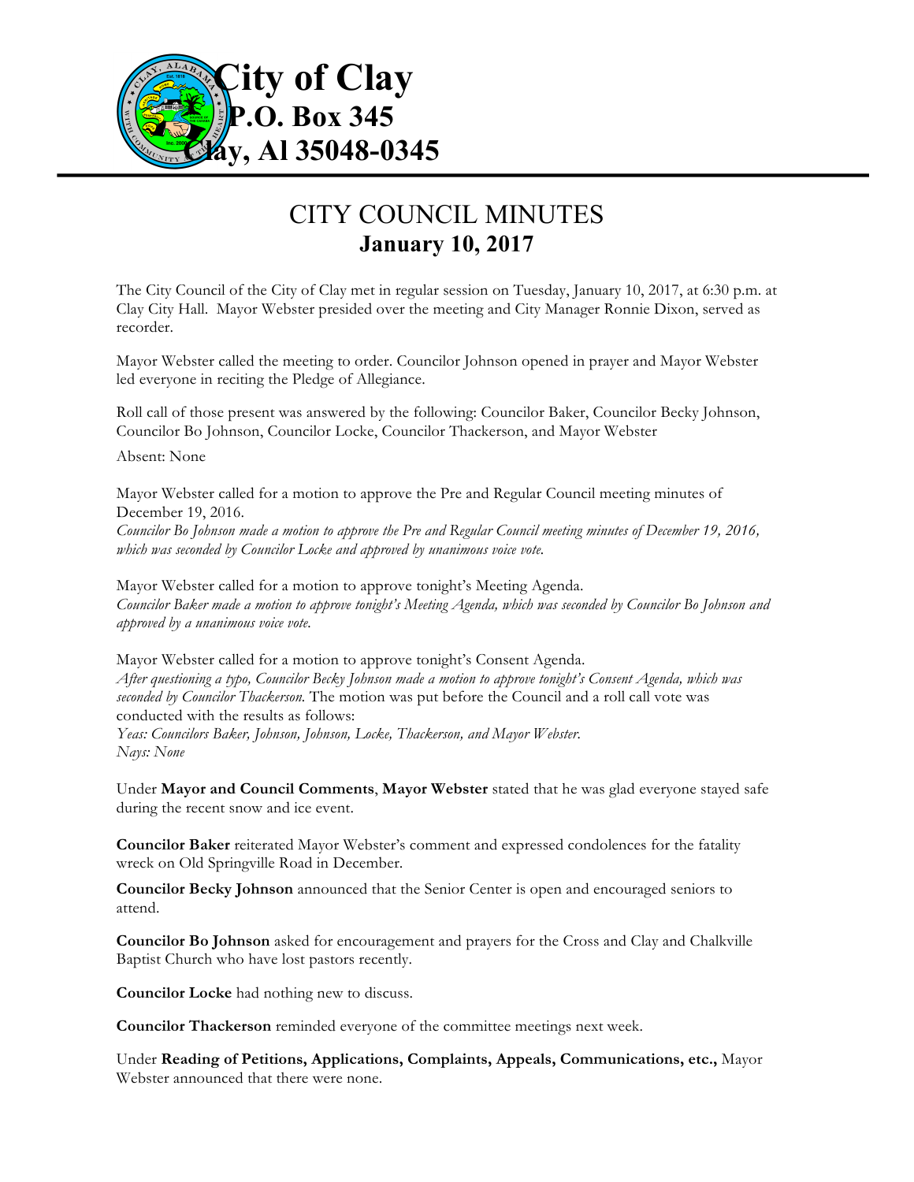# City of Clay
## P.O. Box 345
## Clay, Al 35048-0345

# CITY COUNCIL MINUTES
## January 10, 2017

The City Council of the City of Clay met in regular session on Tuesday, January 10, 2017, at 6:30 p.m. at Clay City Hall. Mayor Webster presided over the meeting and City Manager Ronnie Dixon, served as recorder.

Mayor Webster called the meeting to order. Councilor Johnson opened in prayer and Mayor Webster led everyone in reciting the Pledge of Allegiance.

Roll call of those present was answered by the following: Councilor Baker, Councilor Becky Johnson, Councilor Bo Johnson, Councilor Locke, Councilor Thackerson, and Mayor Webster

Absent: None

Mayor Webster called for a motion to approve the Pre and Regular Council meeting minutes of December 19, 2016.
*Councilor Bo Johnson made a motion to approve the Pre and Regular Council meeting minutes of December 19, 2016, which was seconded by Councilor Locke and approved by unanimous voice vote.*

Mayor Webster called for a motion to approve tonight's Meeting Agenda.
*Councilor Baker made a motion to approve tonight's Meeting Agenda, which was seconded by Councilor Bo Johnson and approved by a unanimous voice vote.*

Mayor Webster called for a motion to approve tonight's Consent Agenda.
*After questioning a typo, Councilor Becky Johnson made a motion to approve tonight's Consent Agenda, which was seconded by Councilor Thackerson.* The motion was put before the Council and a roll call vote was conducted with the results as follows:
*Yeas: Councilors Baker, Johnson, Johnson, Locke, Thackerson, and Mayor Webster.*
*Nays: None*

Under **Mayor and Council Comments**, **Mayor Webster** stated that he was glad everyone stayed safe during the recent snow and ice event.

**Councilor Baker** reiterated Mayor Webster's comment and expressed condolences for the fatality wreck on Old Springville Road in December.

**Councilor Becky Johnson** announced that the Senior Center is open and encouraged seniors to attend.

**Councilor Bo Johnson** asked for encouragement and prayers for the Cross and Clay and Chalkville Baptist Church who have lost pastors recently.

**Councilor Locke** had nothing new to discuss.

**Councilor Thackerson** reminded everyone of the committee meetings next week.

Under **Reading of Petitions, Applications, Complaints, Appeals, Communications, etc.,** Mayor Webster announced that there were none.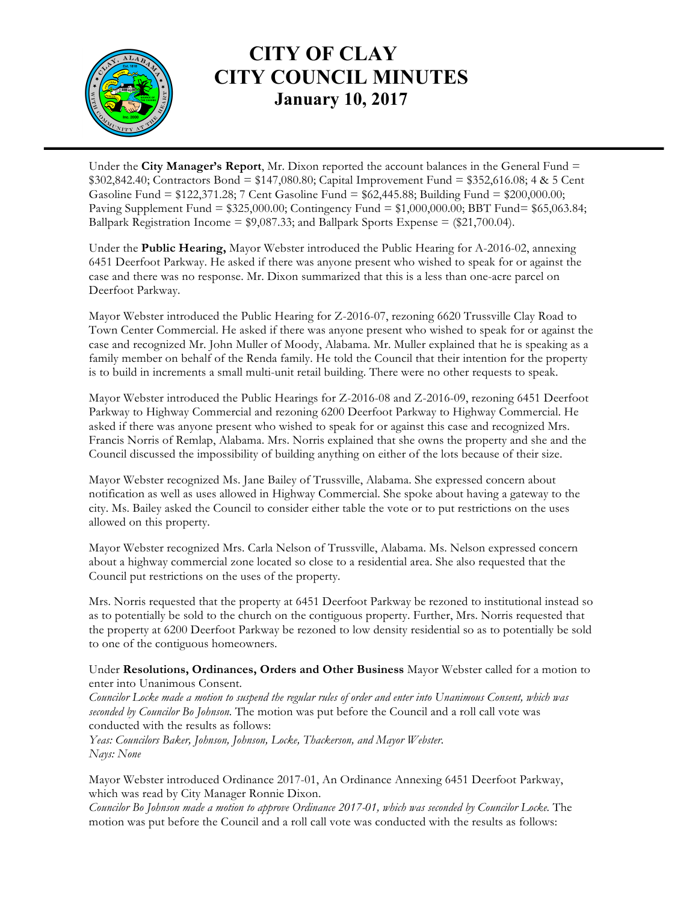# CITY OF CLAY
# CITY COUNCIL MINUTES
## January 10, 2017

Under the **City Manager's Report**, Mr. Dixon reported the account balances in the General Fund = $302,842.40; Contractors Bond = $147,080.80; Capital Improvement Fund = $352,616.08; 4 & 5 Cent Gasoline Fund = $122,371.28; 7 Cent Gasoline Fund = $62,445.88; Building Fund = $200,000.00; Paving Supplement Fund = $325,000.00; Contingency Fund = $1,000,000.00; BBT Fund= $65,063.84; Ballpark Registration Income = $9,087.33; and Ballpark Sports Expense = ($21,700.04).

Under the **Public Hearing,** Mayor Webster introduced the Public Hearing for A-2016-02, annexing 6451 Deerfoot Parkway. He asked if there was anyone present who wished to speak for or against the case and there was no response. Mr. Dixon summarized that this is a less than one-acre parcel on Deerfoot Parkway.

Mayor Webster introduced the Public Hearing for Z-2016-07, rezoning 6620 Trussville Clay Road to Town Center Commercial. He asked if there was anyone present who wished to speak for or against the case and recognized Mr. John Muller of Moody, Alabama. Mr. Muller explained that he is speaking as a family member on behalf of the Renda family. He told the Council that their intention for the property is to build in increments a small multi-unit retail building. There were no other requests to speak.

Mayor Webster introduced the Public Hearings for Z-2016-08 and Z-2016-09, rezoning 6451 Deerfoot Parkway to Highway Commercial and rezoning 6200 Deerfoot Parkway to Highway Commercial. He asked if there was anyone present who wished to speak for or against this case and recognized Mrs. Francis Norris of Remlap, Alabama. Mrs. Norris explained that she owns the property and she and the Council discussed the impossibility of building anything on either of the lots because of their size.

Mayor Webster recognized Ms. Jane Bailey of Trussville, Alabama. She expressed concern about notification as well as uses allowed in Highway Commercial. She spoke about having a gateway to the city. Ms. Bailey asked the Council to consider either table the vote or to put restrictions on the uses allowed on this property.

Mayor Webster recognized Mrs. Carla Nelson of Trussville, Alabama. Ms. Nelson expressed concern about a highway commercial zone located so close to a residential area. She also requested that the Council put restrictions on the uses of the property.

Mrs. Norris requested that the property at 6451 Deerfoot Parkway be rezoned to institutional instead so as to potentially be sold to the church on the contiguous property. Further, Mrs. Norris requested that the property at 6200 Deerfoot Parkway be rezoned to low density residential so as to potentially be sold to one of the contiguous homeowners.

Under **Resolutions, Ordinances, Orders and Other Business** Mayor Webster called for a motion to enter into Unanimous Consent.
*Councilor Locke made a motion to suspend the regular rules of order and enter into Unanimous Consent, which was seconded by Councilor Bo Johnson.* The motion was put before the Council and a roll call vote was conducted with the results as follows:
*Yeas: Councilors Baker, Johnson, Johnson, Locke, Thackerson, and Mayor Webster.*
*Nays: None*

Mayor Webster introduced Ordinance 2017-01, An Ordinance Annexing 6451 Deerfoot Parkway, which was read by City Manager Ronnie Dixon.
*Councilor Bo Johnson made a motion to approve Ordinance 2017-01, which was seconded by Councilor Locke.* The motion was put before the Council and a roll call vote was conducted with the results as follows: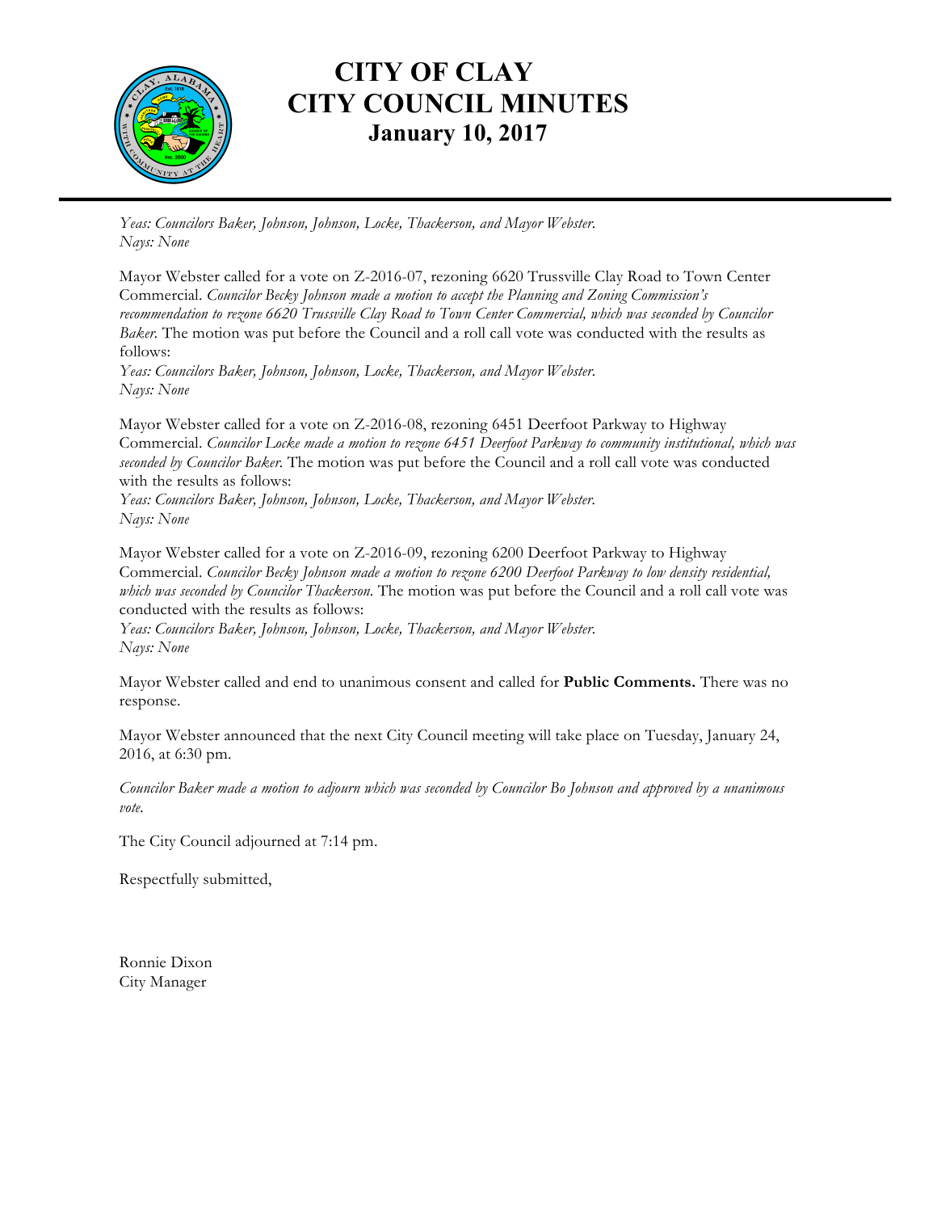# CITY OF CLAY
# CITY COUNCIL MINUTES
## January 10, 2017

*Yeas: Councilors Baker, Johnson, Johnson, Locke, Thackerson, and Mayor Webster.*
*Nays: None*

Mayor Webster called for a vote on Z-2016-07, rezoning 6620 Trussville Clay Road to Town Center Commercial. *Councilor Becky Johnson made a motion to accept the Planning and Zoning Commission's recommendation to rezone 6620 Trussville Clay Road to Town Center Commercial, which was seconded by Councilor Baker.* The motion was put before the Council and a roll call vote was conducted with the results as follows:
*Yeas: Councilors Baker, Johnson, Johnson, Locke, Thackerson, and Mayor Webster.*
*Nays: None*

Mayor Webster called for a vote on Z-2016-08, rezoning 6451 Deerfoot Parkway to Highway Commercial. *Councilor Locke made a motion to rezone 6451 Deerfoot Parkway to community institutional, which was seconded by Councilor Baker.* The motion was put before the Council and a roll call vote was conducted with the results as follows:
*Yeas: Councilors Baker, Johnson, Johnson, Locke, Thackerson, and Mayor Webster.*
*Nays: None*

Mayor Webster called for a vote on Z-2016-09, rezoning 6200 Deerfoot Parkway to Highway Commercial. *Councilor Becky Johnson made a motion to rezone 6200 Deerfoot Parkway to low density residential, which was seconded by Councilor Thackerson.* The motion was put before the Council and a roll call vote was conducted with the results as follows:
*Yeas: Councilors Baker, Johnson, Johnson, Locke, Thackerson, and Mayor Webster.*
*Nays: None*

Mayor Webster called and end to unanimous consent and called for **Public Comments.** There was no response.

Mayor Webster announced that the next City Council meeting will take place on Tuesday, January 24, 2016, at 6:30 pm.

*Councilor Baker made a motion to adjourn which was seconded by Councilor Bo Johnson and approved by a unanimous vote.*

The City Council adjourned at 7:14 pm.

Respectfully submitted,

Ronnie Dixon
City Manager